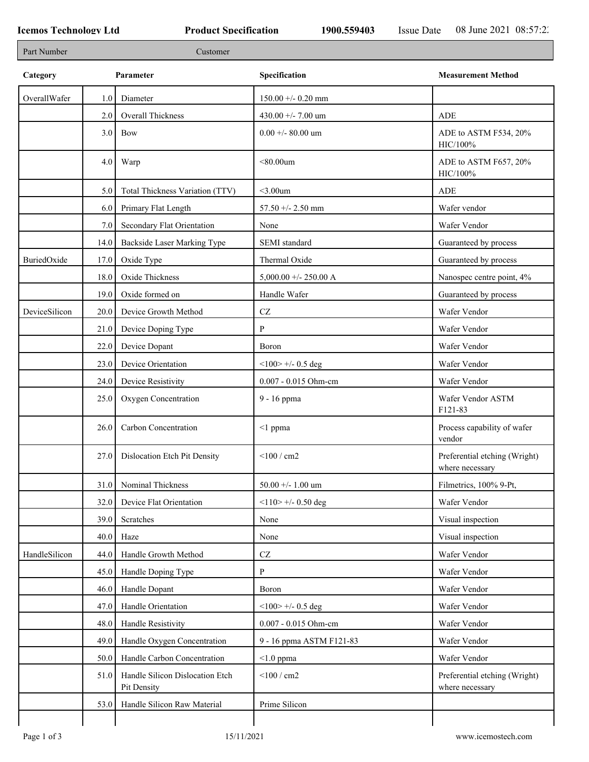**Icemos Technology Ltd** **Product Specification** **1900.559403** Issue Date 08 June 2021 08:57:22

| Part Number | Customer |
|---|---|

| Category | | Parameter | Specification | Measurement Method |
|---|---|---|---|---|
| OverallWafer | 1.0 | Diameter | 150.00 +/- 0.20 mm | |
| | 2.0 | Overall Thickness | 430.00 +/- 7.00 um | ADE |
| | 3.0 | Bow | 0.00 +/- 80.00 um | ADE to ASTM F534, 20% HIC/100% |
| | 4.0 | Warp | <80.00um | ADE to ASTM F657, 20% HIC/100% |
| | 5.0 | Total Thickness Variation (TTV) | <3.00um | ADE |
| | 6.0 | Primary Flat Length | 57.50 +/- 2.50 mm | Wafer vendor |
| | 7.0 | Secondary Flat Orientation | None | Wafer Vendor |
| | 14.0 | Backside Laser Marking Type | SEMI standard | Guaranteed by process |
| BuriedOxide | 17.0 | Oxide Type | Thermal Oxide | Guaranteed by process |
| | 18.0 | Oxide Thickness | 5,000.00 +/- 250.00 A | Nanospec centre point, 4% |
| | 19.0 | Oxide formed on | Handle Wafer | Guaranteed by process |
| DeviceSilicon | 20.0 | Device Growth Method | CZ | Wafer Vendor |
| | 21.0 | Device Doping Type | P | Wafer Vendor |
| | 22.0 | Device Dopant | Boron | Wafer Vendor |
| | 23.0 | Device Orientation | <100> +/- 0.5 deg | Wafer Vendor |
| | 24.0 | Device Resistivity | 0.007 - 0.015 Ohm-cm | Wafer Vendor |
| | 25.0 | Oxygen Concentration | 9 - 16 ppma | Wafer Vendor ASTM F121-83 |
| | 26.0 | Carbon Concentration | <1 ppma | Process capability of wafer vendor |
| | 27.0 | Dislocation Etch Pit Density | <100 / cm2 | Preferential etching (Wright) where necessary |
| | 31.0 | Nominal Thickness | 50.00 +/- 1.00 um | Filmetrics, 100% 9-Pt, |
| | 32.0 | Device Flat Orientation | <110> +/- 0.50 deg | Wafer Vendor |
| | 39.0 | Scratches | None | Visual inspection |
| | 40.0 | Haze | None | Visual inspection |
| HandleSilicon | 44.0 | Handle Growth Method | CZ | Wafer Vendor |
| | 45.0 | Handle Doping Type | P | Wafer Vendor |
| | 46.0 | Handle Dopant | Boron | Wafer Vendor |
| | 47.0 | Handle Orientation | <100> +/- 0.5 deg | Wafer Vendor |
| | 48.0 | Handle Resistivity | 0.007 - 0.015 Ohm-cm | Wafer Vendor |
| | 49.0 | Handle Oxygen Concentration | 9 - 16 ppma ASTM F121-83 | Wafer Vendor |
| | 50.0 | Handle Carbon Concentration | <1.0 ppma | Wafer Vendor |
| | 51.0 | Handle Silicon Dislocation Etch Pit Density | <100 / cm2 | Preferential etching (Wright) where necessary |
| | 53.0 | Handle Silicon Raw Material | Prime Silicon | |

15/11/2021 www.icemostech.com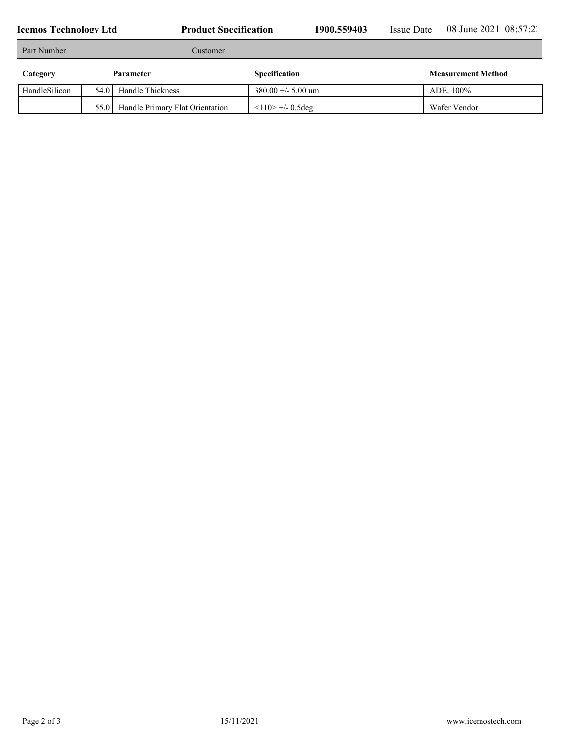| Part Number | Customer |
|---|---|

| Category | | Parameter | Specification | Measurement Method |
|---|---|---|---|---|
| HandleSilicon | 54.0 | Handle Thickness | 380.00 +/- 5.00 um | ADE, 100% |
| | 55.0 | Handle Primary Flat Orientation | <110> +/- 0.5deg | Wafer Vendor |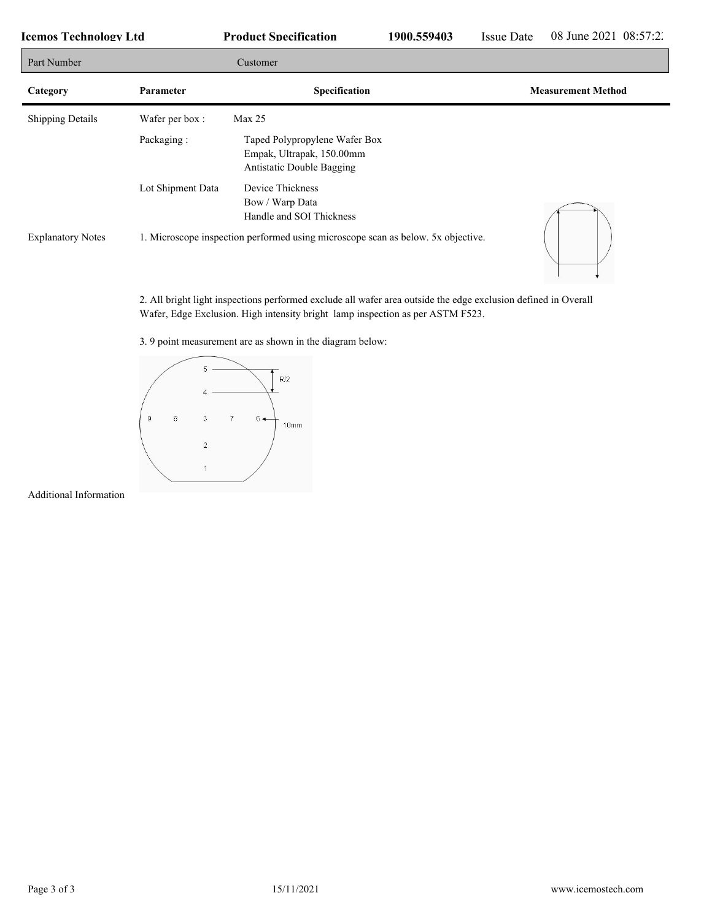| Category | Parameter | Specification | Measurement Method |
|---|---|---|---|
| Shipping Details | Wafer per box : | Max 25 | |
| | Packaging : | Taped Polypropylene Wafer Box<br>Empak, Ultrapak, 150.00mm<br>Antistatic Double Bagging | |
| | Lot Shipment Data | Device Thickness<br>Bow / Warp Data<br>Handle and SOI Thickness | |

Explanatory Notes

1. Microscope inspection performed using microscope scan as below. 5x objective.

2. All bright light inspections performed exclude all wafer area outside the edge exclusion defined in Overall Wafer, Edge Exclusion. High intensity bright lamp inspection as per ASTM F523.

3. 9 point measurement are as shown in the diagram below:

5
4
R/2
9 8 3 7 6
10mm
2
1

Additional Information